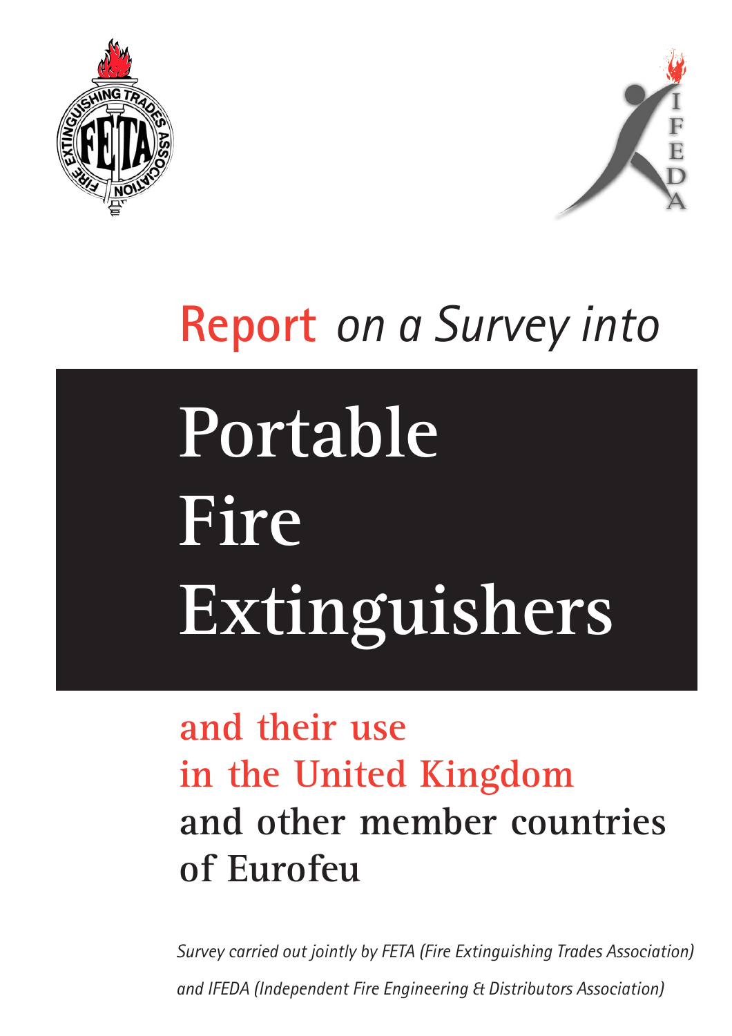# Report *on a Survey into*

# Portable Fire Extinguishers

## and their use in the United Kingdom and other member countries of Eurofeu

*Survey carried out jointly by FETA (Fire Extinguishing Trades Association) and IFEDA (Independent Fire Engineering & Distributors Association)*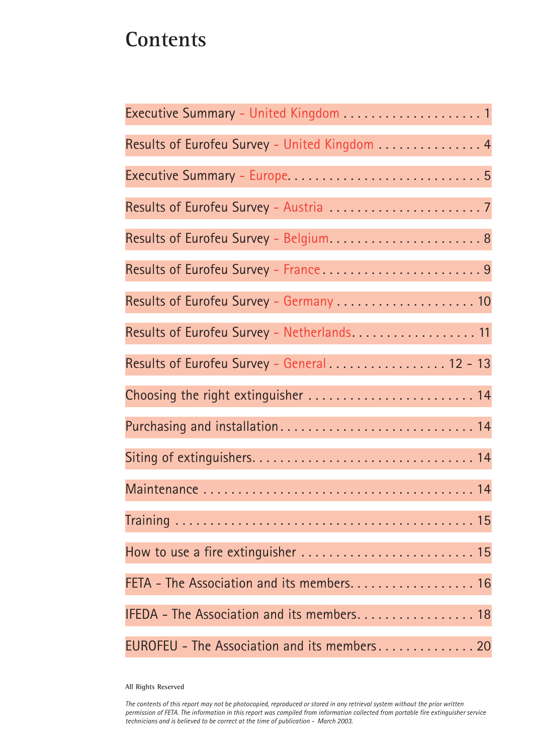# Contents

| | |
|---|---|
| Executive Summary - United Kingdom | 1 |
| Results of Eurofeu Survey - United Kingdom | 4 |
| Executive Summary - Europe | 5 |
| Results of Eurofeu Survey - Austria | 7 |
| Results of Eurofeu Survey - Belgium | 8 |
| Results of Eurofeu Survey - France | 9 |
| Results of Eurofeu Survey - Germany | 10 |
| Results of Eurofeu Survey - Netherlands | 11 |
| Results of Eurofeu Survey - General | 12 - 13 |
| Choosing the right extinguisher | 14 |
| Purchasing and installation | 14 |
| Siting of extinguishers | 14 |
| Maintenance | 14 |
| Training | 15 |
| How to use a fire extinguisher | 15 |
| FETA - The Association and its members | 16 |
| IFEDA - The Association and its members | 18 |
| EUROFEU - The Association and its members | 20 |

**All Rights Reserved**

*The contents of this report may not be photocopied, reproduced or stored in any retrieval system without the prior written permission of FETA. The information in this report was compiled from information collected from portable fire extinguisher service technicians and is believed to be correct at the time of publication - March 2003.*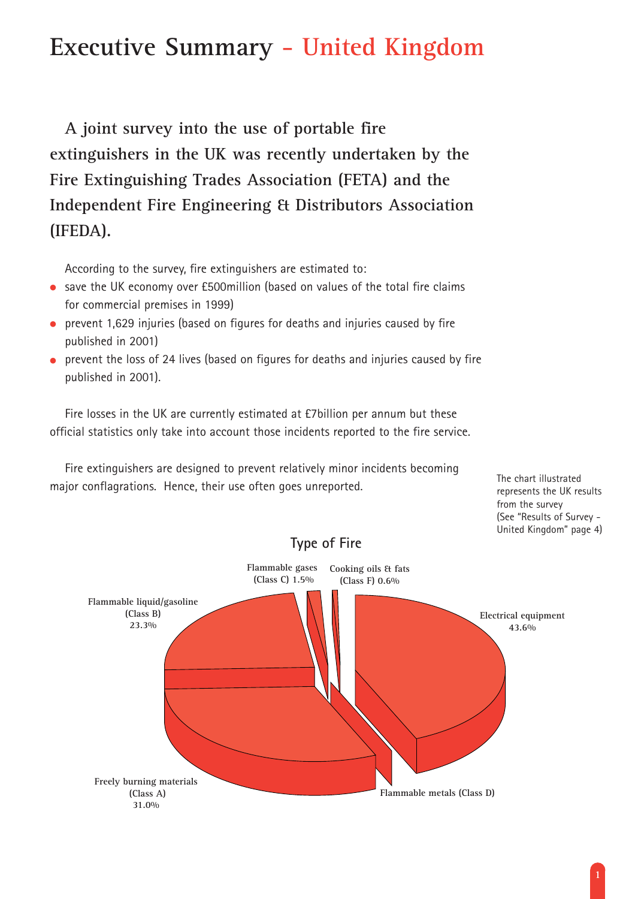# Executive Summary - United Kingdom

**A joint survey into the use of portable fire extinguishers in the UK was recently undertaken by the Fire Extinguishing Trades Association (FETA) and the Independent Fire Engineering & Distributors Association (IFEDA).**

According to the survey, fire extinguishers are estimated to:

- save the UK economy over £500million (based on values of the total fire claims for commercial premises in 1999)
- prevent 1,629 injuries (based on figures for deaths and injuries caused by fire published in 2001)
- prevent the loss of 24 lives (based on figures for deaths and injuries caused by fire published in 2001).

Fire losses in the UK are currently estimated at £7billion per annum but these official statistics only take into account those incidents reported to the fire service.

Fire extinguishers are designed to prevent relatively minor incidents becoming major conflagrations. Hence, their use often goes unreported.

The chart illustrated represents the UK results from the survey (See "Results of Survey - United Kingdom" page 4)

**Type of Fire**

| Type of Fire | % |
|---|---|
| Electrical equipment | 43.6% |
| Freely burning materials (Class A) | 31.0% |
| Flammable liquid/gasoline (Class B) | 23.3% |
| Flammable gases (Class C) | 1.5% |
| Cooking oils & fats (Class F) | 0.6% |
| Flammable metals (Class D) | |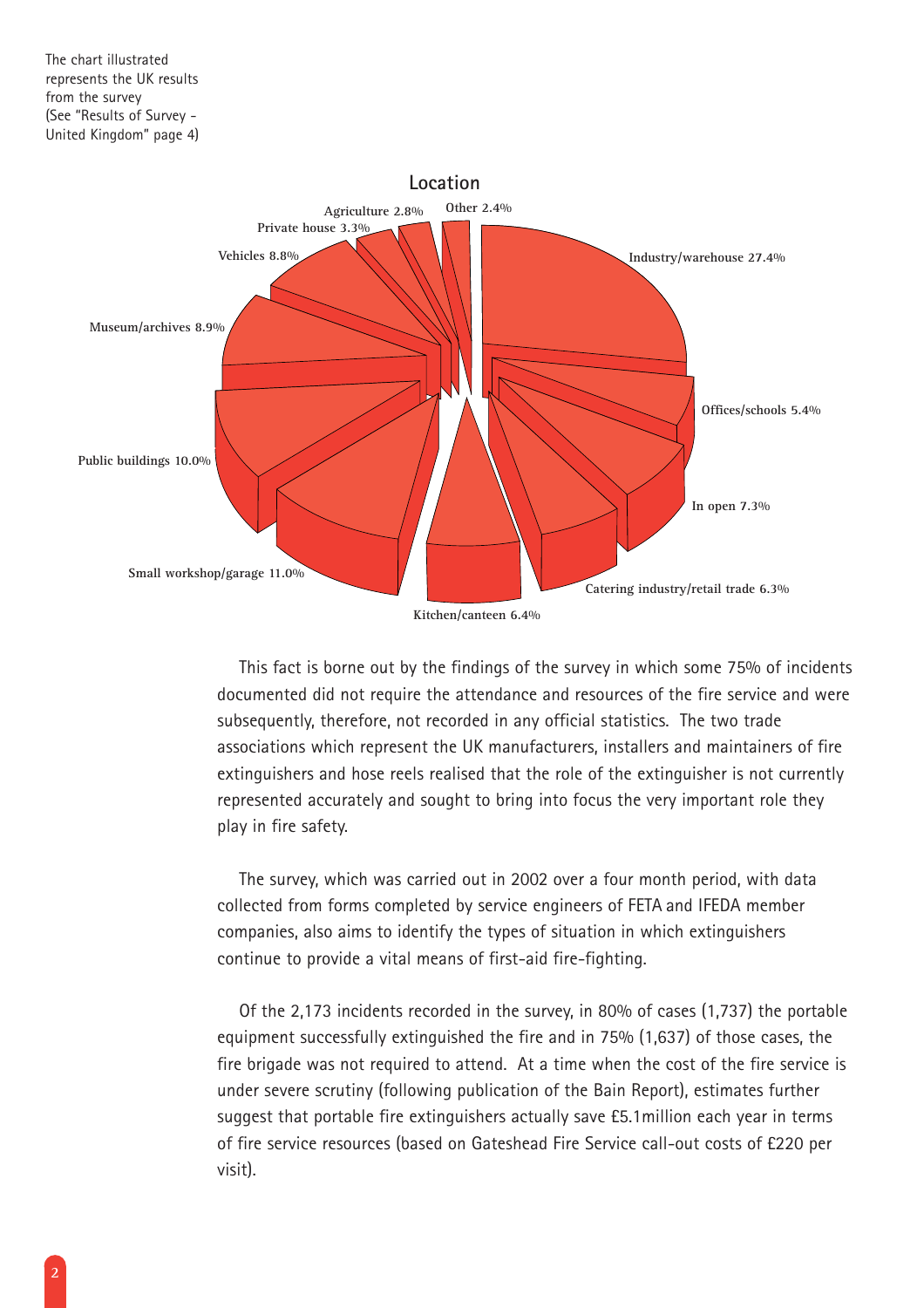The chart illustrated represents the UK results from the survey (See "Results of Survey - United Kingdom" page 4)

**Location**

| Location | Percentage |
|---|---|
| Industry/warehouse | 27.4% |
| Offices/schools | 5.4% |
| In open | 7.3% |
| Catering industry/retail trade | 6.3% |
| Kitchen/canteen | 6.4% |
| Small workshop/garage | 11.0% |
| Public buildings | 10.0% |
| Museum/archives | 8.9% |
| Vehicles | 8.8% |
| Private house | 3.3% |
| Agriculture | 2.8% |
| Other | 2.4% |

This fact is borne out by the findings of the survey in which some 75% of incidents documented did not require the attendance and resources of the fire service and were subsequently, therefore, not recorded in any official statistics. The two trade associations which represent the UK manufacturers, installers and maintainers of fire extinguishers and hose reels realised that the role of the extinguisher is not currently represented accurately and sought to bring into focus the very important role they play in fire safety.

The survey, which was carried out in 2002 over a four month period, with data collected from forms completed by service engineers of FETA and IFEDA member companies, also aims to identify the types of situation in which extinguishers continue to provide a vital means of first-aid fire-fighting.

Of the 2,173 incidents recorded in the survey, in 80% of cases (1,737) the portable equipment successfully extinguished the fire and in 75% (1,637) of those cases, the fire brigade was not required to attend. At a time when the cost of the fire service is under severe scrutiny (following publication of the Bain Report), estimates further suggest that portable fire extinguishers actually save £5.1million each year in terms of fire service resources (based on Gateshead Fire Service call-out costs of £220 per visit).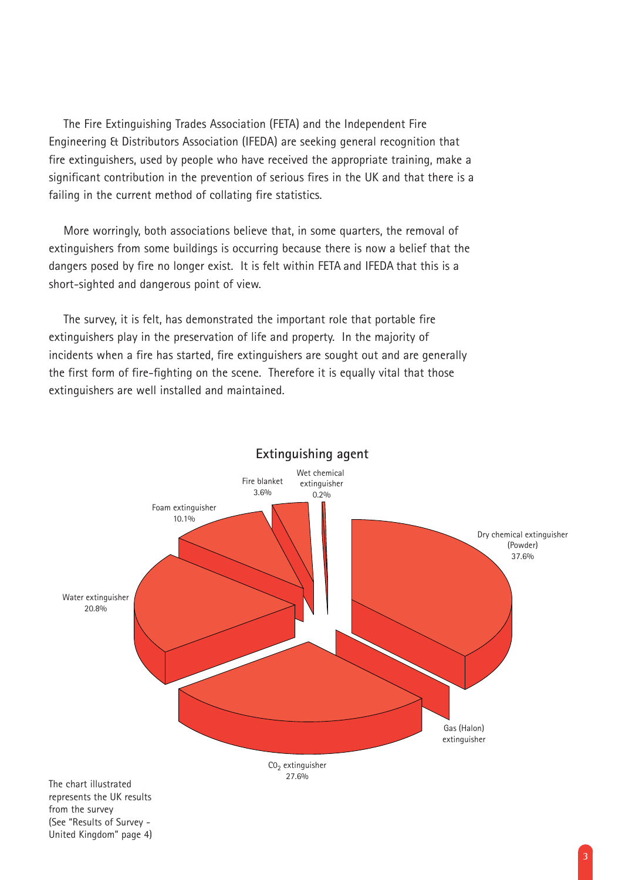The Fire Extinguishing Trades Association (FETA) and the Independent Fire Engineering & Distributors Association (IFEDA) are seeking general recognition that fire extinguishers, used by people who have received the appropriate training, make a significant contribution in the prevention of serious fires in the UK and that there is a failing in the current method of collating fire statistics.

More worryingly, both associations believe that, in some quarters, the removal of extinguishers from some buildings is occurring because there is now a belief that the dangers posed by fire no longer exist. It is felt within FETA and IFEDA that this is a short-sighted and dangerous point of view.

The survey, it is felt, has demonstrated the important role that portable fire extinguishers play in the preservation of life and property. In the majority of incidents when a fire has started, fire extinguishers are sought out and are generally the first form of fire-fighting on the scene. Therefore it is equally vital that those extinguishers are well installed and maintained.

**Extinguishing agent**

| Extinguishing agent | % |
| --- | --- |
| Dry chemical extinguisher (Powder) | 37.6% |
| $CO_2$ extinguisher | 27.6% |
| Water extinguisher | 20.8% |
| Foam extinguisher | 10.1% |
| Fire blanket | 3.6% |
| Wet chemical extinguisher | 0.2% |
| Gas (Halon) extinguisher | |

The chart illustrated represents the UK results from the survey (See "Results of Survey - United Kingdom" page 4)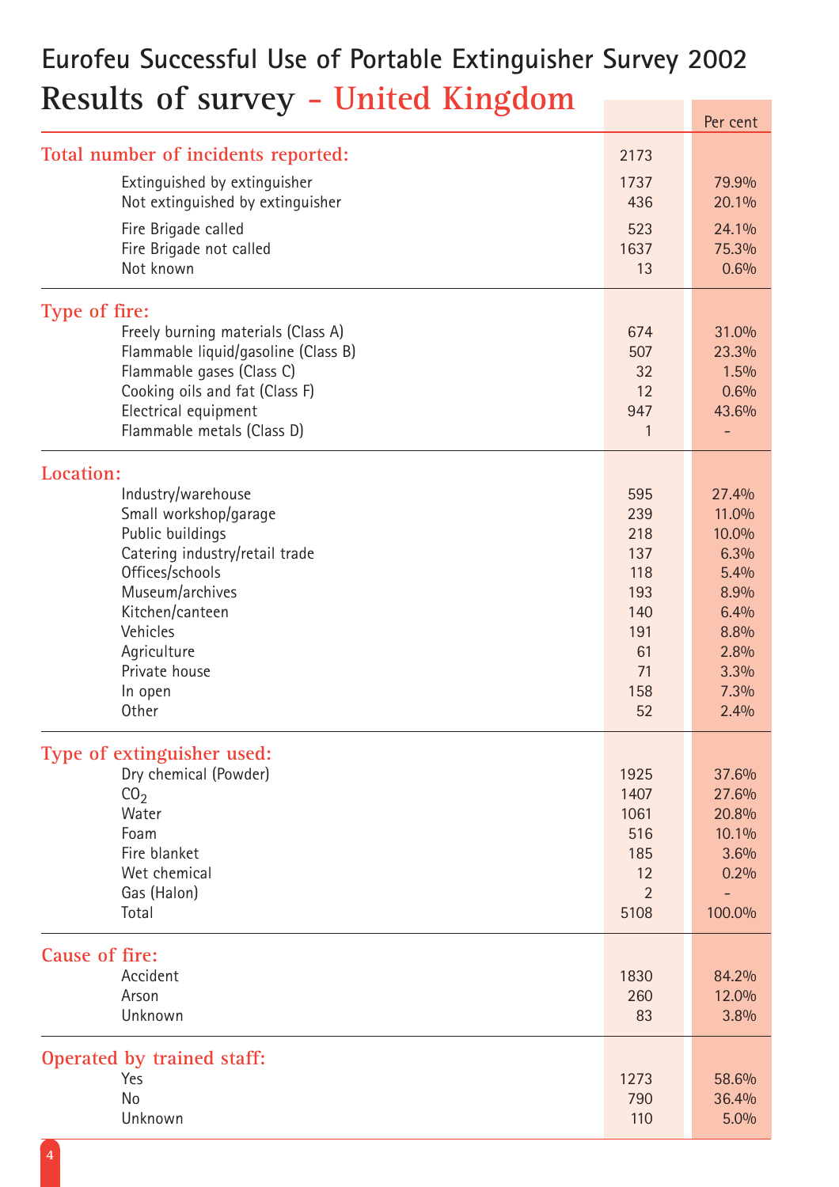# Eurofeu Successful Use of Portable Extinguisher Survey 2002

## Results of survey - United Kingdom

| | | Per cent |
|---|---|---|
| **Total number of incidents reported:** | 2173 | |
| Extinguished by extinguisher | 1737 | 79.9% |
| Not extinguished by extinguisher | 436 | 20.1% |
| Fire Brigade called | 523 | 24.1% |
| Fire Brigade not called | 1637 | 75.3% |
| Not known | 13 | 0.6% |
| **Type of fire:** | | |
| Freely burning materials (Class A) | 674 | 31.0% |
| Flammable liquid/gasoline (Class B) | 507 | 23.3% |
| Flammable gases (Class C) | 32 | 1.5% |
| Cooking oils and fat (Class F) | 12 | 0.6% |
| Electrical equipment | 947 | 43.6% |
| Flammable metals (Class D) | 1 | - |
| **Location:** | | |
| Industry/warehouse | 595 | 27.4% |
| Small workshop/garage | 239 | 11.0% |
| Public buildings | 218 | 10.0% |
| Catering industry/retail trade | 137 | 6.3% |
| Offices/schools | 118 | 5.4% |
| Museum/archives | 193 | 8.9% |
| Kitchen/canteen | 140 | 6.4% |
| Vehicles | 191 | 8.8% |
| Agriculture | 61 | 2.8% |
| Private house | 71 | 3.3% |
| In open | 158 | 7.3% |
| Other | 52 | 2.4% |
| **Type of extinguisher used:** | | |
| Dry chemical (Powder) | 1925 | 37.6% |
| $CO_2$ | 1407 | 27.6% |
| Water | 1061 | 20.8% |
| Foam | 516 | 10.1% |
| Fire blanket | 185 | 3.6% |
| Wet chemical | 12 | 0.2% |
| Gas (Halon) | 2 | - |
| Total | 5108 | 100.0% |
| **Cause of fire:** | | |
| Accident | 1830 | 84.2% |
| Arson | 260 | 12.0% |
| Unknown | 83 | 3.8% |
| **Operated by trained staff:** | | |
| Yes | 1273 | 58.6% |
| No | 790 | 36.4% |
| Unknown | 110 | 5.0% |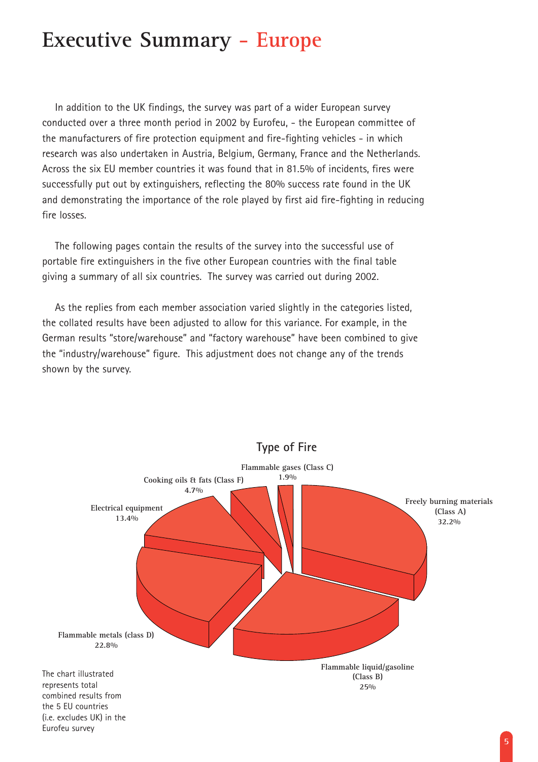# Executive Summary - Europe

In addition to the UK findings, the survey was part of a wider European survey conducted over a three month period in 2002 by Eurofeu, - the European committee of the manufacturers of fire protection equipment and fire-fighting vehicles - in which research was also undertaken in Austria, Belgium, Germany, France and the Netherlands. Across the six EU member countries it was found that in 81.5% of incidents, fires were successfully put out by extinguishers, reflecting the 80% success rate found in the UK and demonstrating the importance of the role played by first aid fire-fighting in reducing fire losses.

The following pages contain the results of the survey into the successful use of portable fire extinguishers in the five other European countries with the final table giving a summary of all six countries. The survey was carried out during 2002.

As the replies from each member association varied slightly in the categories listed, the collated results have been adjusted to allow for this variance. For example, in the German results "store/warehouse" and "factory warehouse" have been combined to give the "industry/warehouse" figure. This adjustment does not change any of the trends shown by the survey.

## Type of Fire

| Type of Fire | % |
|---|---|
| Freely burning materials (Class A) | 32.2% |
| Flammable liquid/gasoline (Class B) | 25% |
| Flammable metals (class D) | 22.8% |
| Electrical equipment | 13.4% |
| Cooking oils & fats (Class F) | 4.7% |
| Flammable gases (Class C) | 1.9% |

The chart illustrated represents total combined results from the 5 EU countries (i.e. excludes UK) in the Eurofeu survey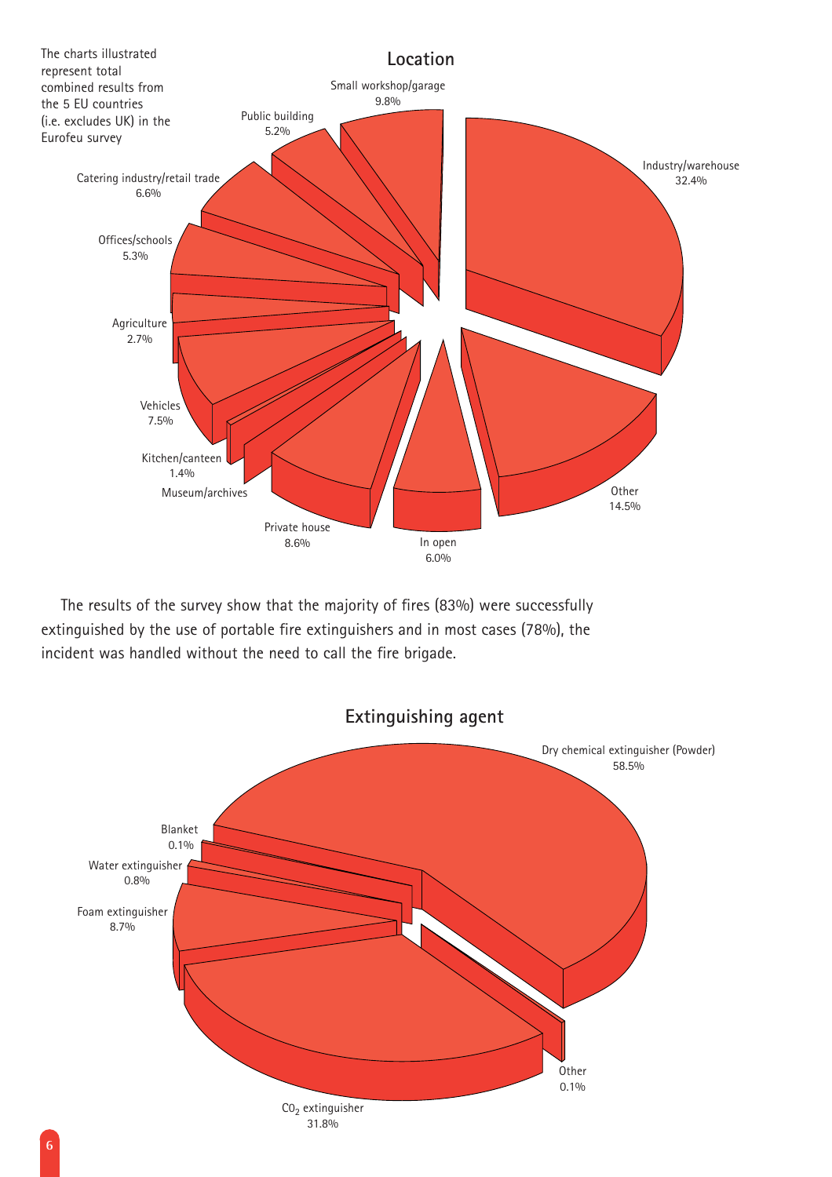The charts illustrated represent total combined results from the 5 EU countries (i.e. excludes UK) in the Eurofeu survey

## Location

| Location | % |
| --- | --- |
| Industry/warehouse | 32.4% |
| Other | 14.5% |
| In open | 6.0% |
| Private house | 8.6% |
| Museum/archives | |
| Kitchen/canteen | 1.4% |
| Vehicles | 7.5% |
| Agriculture | 2.7% |
| Offices/schools | 5.3% |
| Catering industry/retail trade | 6.6% |
| Public building | 5.2% |
| Small workshop/garage | 9.8% |

The results of the survey show that the majority of fires (83%) were successfully extinguished by the use of portable fire extinguishers and in most cases (78%), the incident was handled without the need to call the fire brigade.

## Extinguishing agent

| Extinguishing agent | % |
| --- | --- |
| Dry chemical extinguisher (Powder) | 58.5% |
| Other | 0.1% |
| $CO_2$ extinguisher | 31.8% |
| Foam extinguisher | 8.7% |
| Water extinguisher | 0.8% |
| Blanket | 0.1% |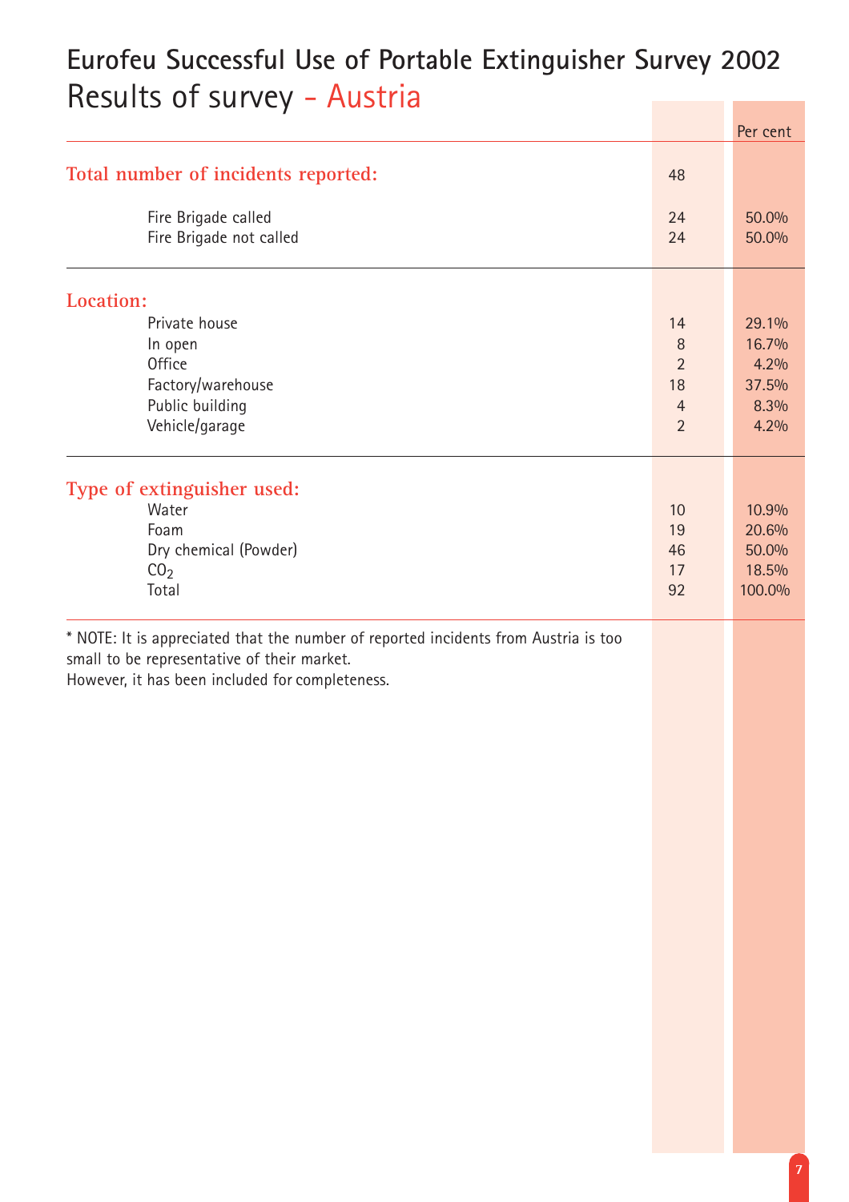# Eurofeu Successful Use of Portable Extinguisher Survey 2002

## Results of survey - Austria

| | | Per cent |
|---|---|---|
| **Total number of incidents reported:** | 48 | |
| Fire Brigade called | 24 | 50.0% |
| Fire Brigade not called | 24 | 50.0% |
| **Location:** | | |
| Private house | 14 | 29.1% |
| In open | 8 | 16.7% |
| Office | 2 | 4.2% |
| Factory/warehouse | 18 | 37.5% |
| Public building | 4 | 8.3% |
| Vehicle/garage | 2 | 4.2% |
| **Type of extinguisher used:** | | |
| Water | 10 | 10.9% |
| Foam | 19 | 20.6% |
| Dry chemical (Powder) | 46 | 50.0% |
| $CO_2$ | 17 | 18.5% |
| Total | 92 | 100.0% |

* NOTE: It is appreciated that the number of reported incidents from Austria is too small to be representative of their market.
However, it has been included for completeness.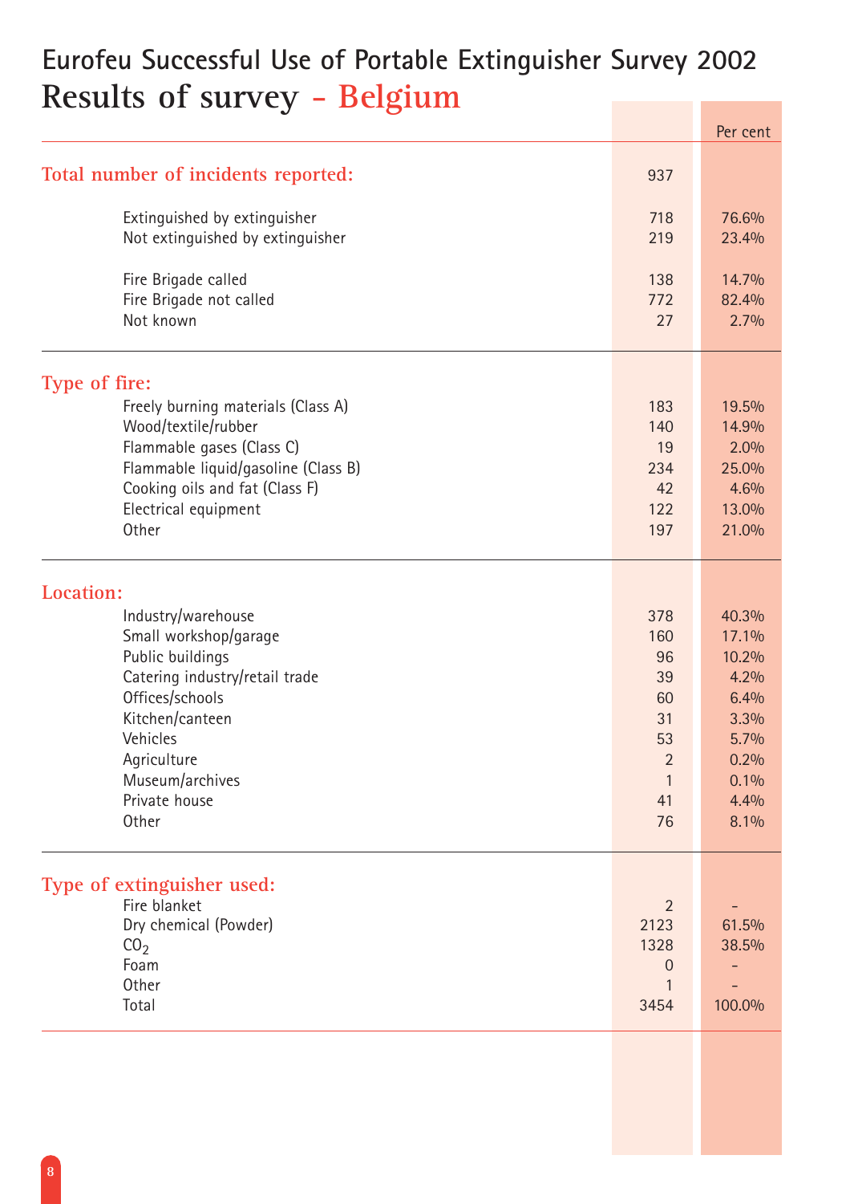# Eurofeu Successful Use of Portable Extinguisher Survey 2002

## Results of survey - Belgium

| | | Per cent |
|---|---|---|
| **Total number of incidents reported:** | 937 | |
| Extinguished by extinguisher | 718 | 76.6% |
| Not extinguished by extinguisher | 219 | 23.4% |
| Fire Brigade called | 138 | 14.7% |
| Fire Brigade not called | 772 | 82.4% |
| Not known | 27 | 2.7% |
| **Type of fire:** | | |
| Freely burning materials (Class A) | 183 | 19.5% |
| Wood/textile/rubber | 140 | 14.9% |
| Flammable gases (Class C) | 19 | 2.0% |
| Flammable liquid/gasoline (Class B) | 234 | 25.0% |
| Cooking oils and fat (Class F) | 42 | 4.6% |
| Electrical equipment | 122 | 13.0% |
| Other | 197 | 21.0% |
| **Location:** | | |
| Industry/warehouse | 378 | 40.3% |
| Small workshop/garage | 160 | 17.1% |
| Public buildings | 96 | 10.2% |
| Catering industry/retail trade | 39 | 4.2% |
| Offices/schools | 60 | 6.4% |
| Kitchen/canteen | 31 | 3.3% |
| Vehicles | 53 | 5.7% |
| Agriculture | 2 | 0.2% |
| Museum/archives | 1 | 0.1% |
| Private house | 41 | 4.4% |
| Other | 76 | 8.1% |
| **Type of extinguisher used:** | | |
| Fire blanket | 2 | - |
| Dry chemical (Powder) | 2123 | 61.5% |
| $CO_2$ | 1328 | 38.5% |
| Foam | 0 | - |
| Other | 1 | - |
| Total | 3454 | 100.0% |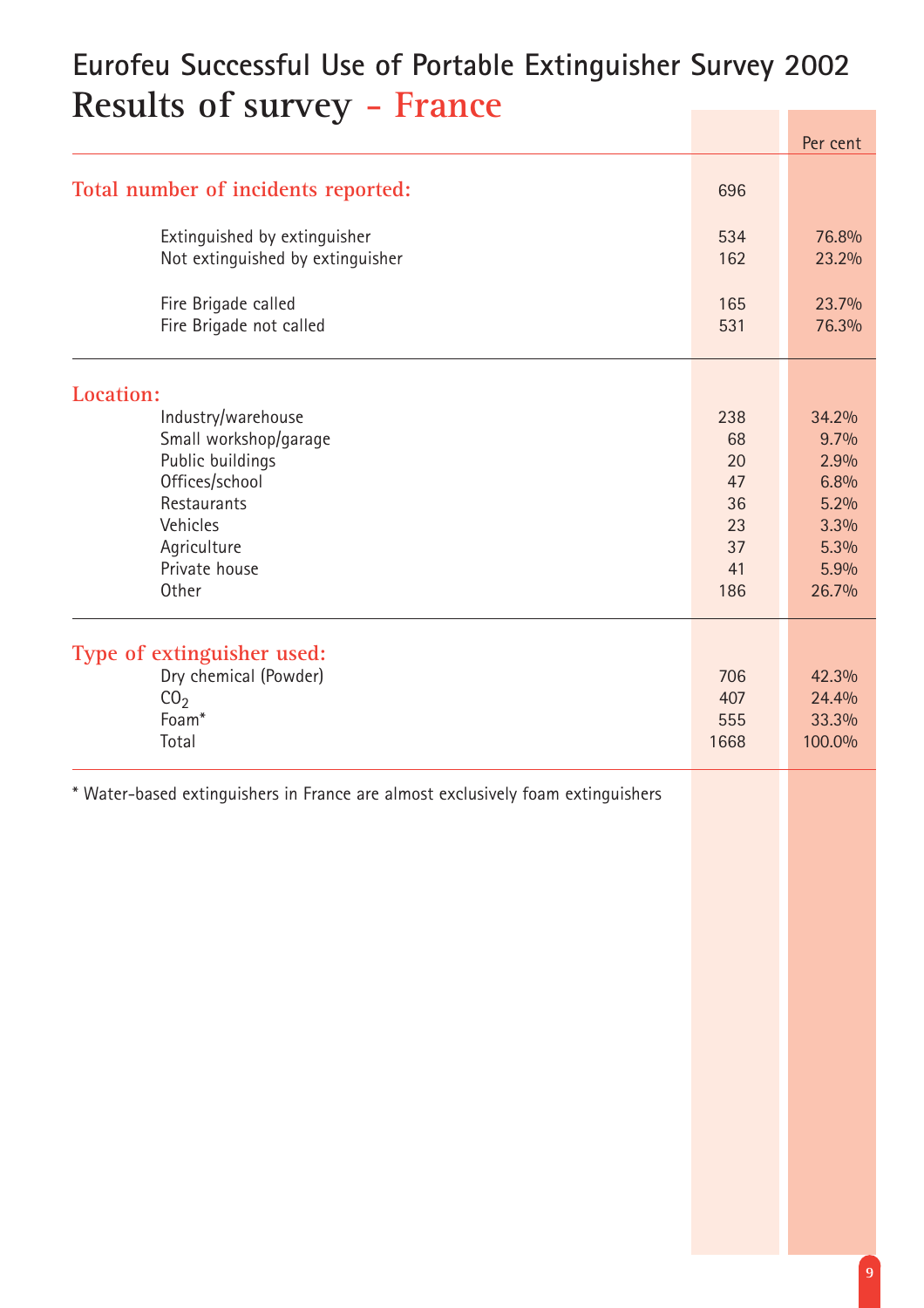# Eurofeu Successful Use of Portable Extinguisher Survey 2002

## Results of survey - France

| | | Per cent |
|---|---|---|
| **Total number of incidents reported:** | 696 | |
| Extinguished by extinguisher | 534 | 76.8% |
| Not extinguished by extinguisher | 162 | 23.2% |
| Fire Brigade called | 165 | 23.7% |
| Fire Brigade not called | 531 | 76.3% |
| **Location:** | | |
| Industry/warehouse | 238 | 34.2% |
| Small workshop/garage | 68 | 9.7% |
| Public buildings | 20 | 2.9% |
| Offices/school | 47 | 6.8% |
| Restaurants | 36 | 5.2% |
| Vehicles | 23 | 3.3% |
| Agriculture | 37 | 5.3% |
| Private house | 41 | 5.9% |
| Other | 186 | 26.7% |
| **Type of extinguisher used:** | | |
| Dry chemical (Powder) | 706 | 42.3% |
| $CO_2$ | 407 | 24.4% |
| Foam* | 555 | 33.3% |
| Total | 1668 | 100.0% |

* Water-based extinguishers in France are almost exclusively foam extinguishers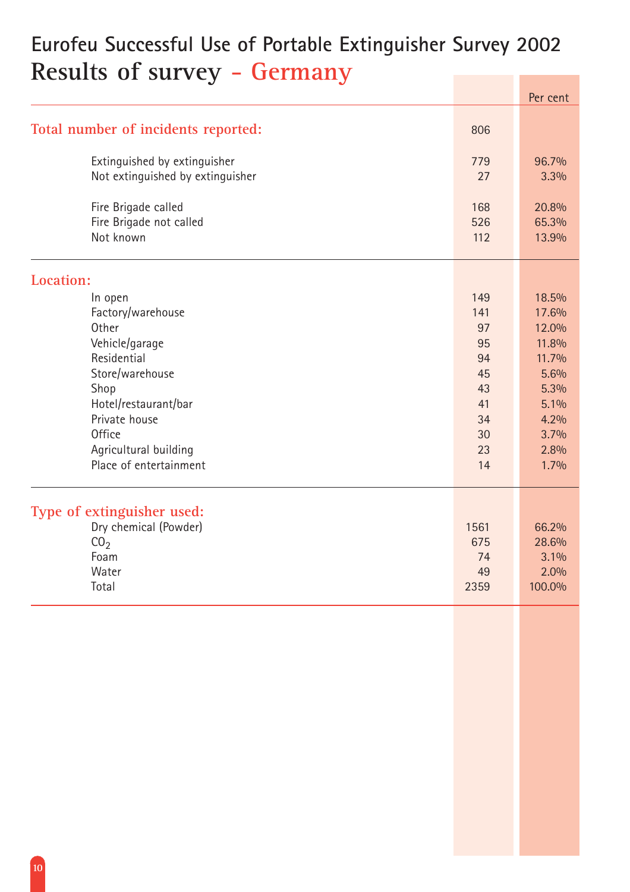# Eurofeu Successful Use of Portable Extinguisher Survey 2002

## Results of survey - Germany

| | | Per cent |
|---|---|---|
| **Total number of incidents reported:** | 806 | |
| Extinguished by extinguisher | 779 | 96.7% |
| Not extinguished by extinguisher | 27 | 3.3% |
| Fire Brigade called | 168 | 20.8% |
| Fire Brigade not called | 526 | 65.3% |
| Not known | 112 | 13.9% |
| **Location:** | | |
| In open | 149 | 18.5% |
| Factory/warehouse | 141 | 17.6% |
| Other | 97 | 12.0% |
| Vehicle/garage | 95 | 11.8% |
| Residential | 94 | 11.7% |
| Store/warehouse | 45 | 5.6% |
| Shop | 43 | 5.3% |
| Hotel/restaurant/bar | 41 | 5.1% |
| Private house | 34 | 4.2% |
| Office | 30 | 3.7% |
| Agricultural building | 23 | 2.8% |
| Place of entertainment | 14 | 1.7% |
| **Type of extinguisher used:** | | |
| Dry chemical (Powder) | 1561 | 66.2% |
| $CO_2$ | 675 | 28.6% |
| Foam | 74 | 3.1% |
| Water | 49 | 2.0% |
| Total | 2359 | 100.0% |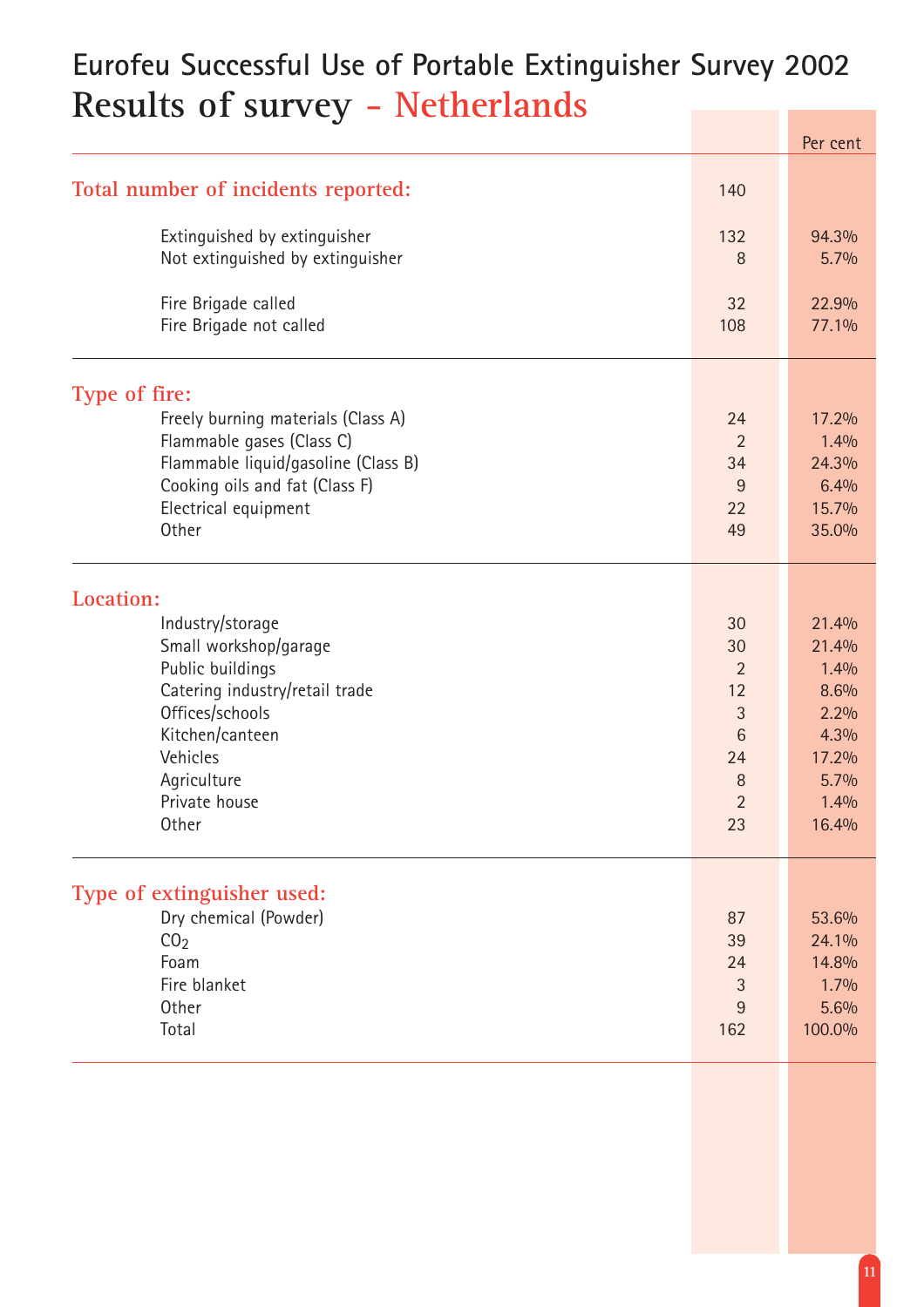# Eurofeu Successful Use of Portable Extinguisher Survey 2002

## Results of survey - Netherlands

| | | Per cent |
|---|---|---|
| **Total number of incidents reported:** | 140 | |
| Extinguished by extinguisher | 132 | 94.3% |
| Not extinguished by extinguisher | 8 | 5.7% |
| Fire Brigade called | 32 | 22.9% |
| Fire Brigade not called | 108 | 77.1% |
| **Type of fire:** | | |
| Freely burning materials (Class A) | 24 | 17.2% |
| Flammable gases (Class C) | 2 | 1.4% |
| Flammable liquid/gasoline (Class B) | 34 | 24.3% |
| Cooking oils and fat (Class F) | 9 | 6.4% |
| Electrical equipment | 22 | 15.7% |
| Other | 49 | 35.0% |
| **Location:** | | |
| Industry/storage | 30 | 21.4% |
| Small workshop/garage | 30 | 21.4% |
| Public buildings | 2 | 1.4% |
| Catering industry/retail trade | 12 | 8.6% |
| Offices/schools | 3 | 2.2% |
| Kitchen/canteen | 6 | 4.3% |
| Vehicles | 24 | 17.2% |
| Agriculture | 8 | 5.7% |
| Private house | 2 | 1.4% |
| Other | 23 | 16.4% |
| **Type of extinguisher used:** | | |
| Dry chemical (Powder) | 87 | 53.6% |
| $CO_2$ | 39 | 24.1% |
| Foam | 24 | 14.8% |
| Fire blanket | 3 | 1.7% |
| Other | 9 | 5.6% |
| Total | 162 | 100.0% |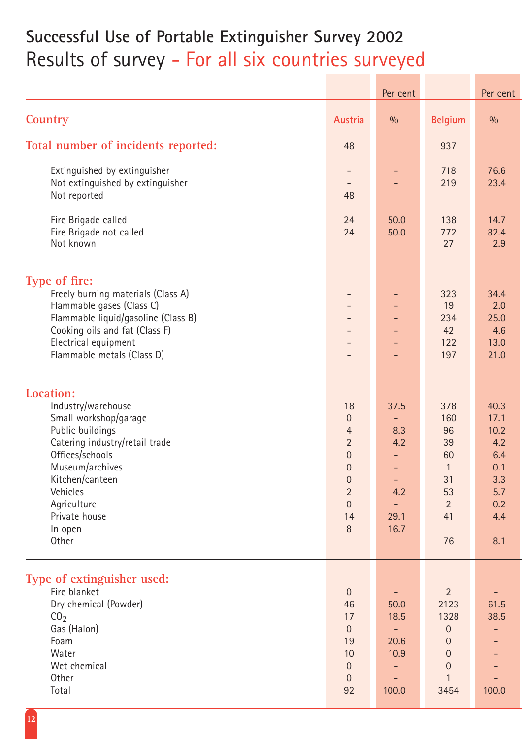# Successful Use of Portable Extinguisher Survey 2002

## Results of survey - For all six countries surveyed

| | | Per cent | | Per cent |
|---|---|---|---|---|
| **Country** | **Austria** | **%** | **Belgium** | **%** |
| **Total number of incidents reported:** | 48 | | 937 | |
| Extinguished by extinguisher | - | - | 718 | 76.6 |
| Not extinguished by extinguisher | - | - | 219 | 23.4 |
| Not reported | 48 | | | |
| Fire Brigade called | 24 | 50.0 | 138 | 14.7 |
| Fire Brigade not called | 24 | 50.0 | 772 | 82.4 |
| Not known | | | 27 | 2.9 |
| **Type of fire:** | | | | |
| Freely burning materials (Class A) | - | - | 323 | 34.4 |
| Flammable gases (Class C) | - | - | 19 | 2.0 |
| Flammable liquid/gasoline (Class B) | - | - | 234 | 25.0 |
| Cooking oils and fat (Class F) | - | - | 42 | 4.6 |
| Electrical equipment | - | - | 122 | 13.0 |
| Flammable metals (Class D) | - | - | 197 | 21.0 |
| **Location:** | | | | |
| Industry/warehouse | 18 | 37.5 | 378 | 40.3 |
| Small workshop/garage | 0 | - | 160 | 17.1 |
| Public buildings | 4 | 8.3 | 96 | 10.2 |
| Catering industry/retail trade | 2 | 4.2 | 39 | 4.2 |
| Offices/schools | 0 | - | 60 | 6.4 |
| Museum/archives | 0 | - | 1 | 0.1 |
| Kitchen/canteen | 0 | - | 31 | 3.3 |
| Vehicles | 2 | 4.2 | 53 | 5.7 |
| Agriculture | 0 | - | 2 | 0.2 |
| Private house | 14 | 29.1 | 41 | 4.4 |
| In open | 8 | 16.7 | | |
| Other | | | 76 | 8.1 |
| **Type of extinguisher used:** | | | | |
| Fire blanket | 0 | - | 2 | - |
| Dry chemical (Powder) | 46 | 50.0 | 2123 | 61.5 |
| $CO_2$ | 17 | 18.5 | 1328 | 38.5 |
| Gas (Halon) | 0 | - | 0 | - |
| Foam | 19 | 20.6 | 0 | - |
| Water | 10 | 10.9 | 0 | - |
| Wet chemical | 0 | - | 0 | - |
| Other | 0 | - | 1 | - |
| Total | 92 | 100.0 | 3454 | 100.0 |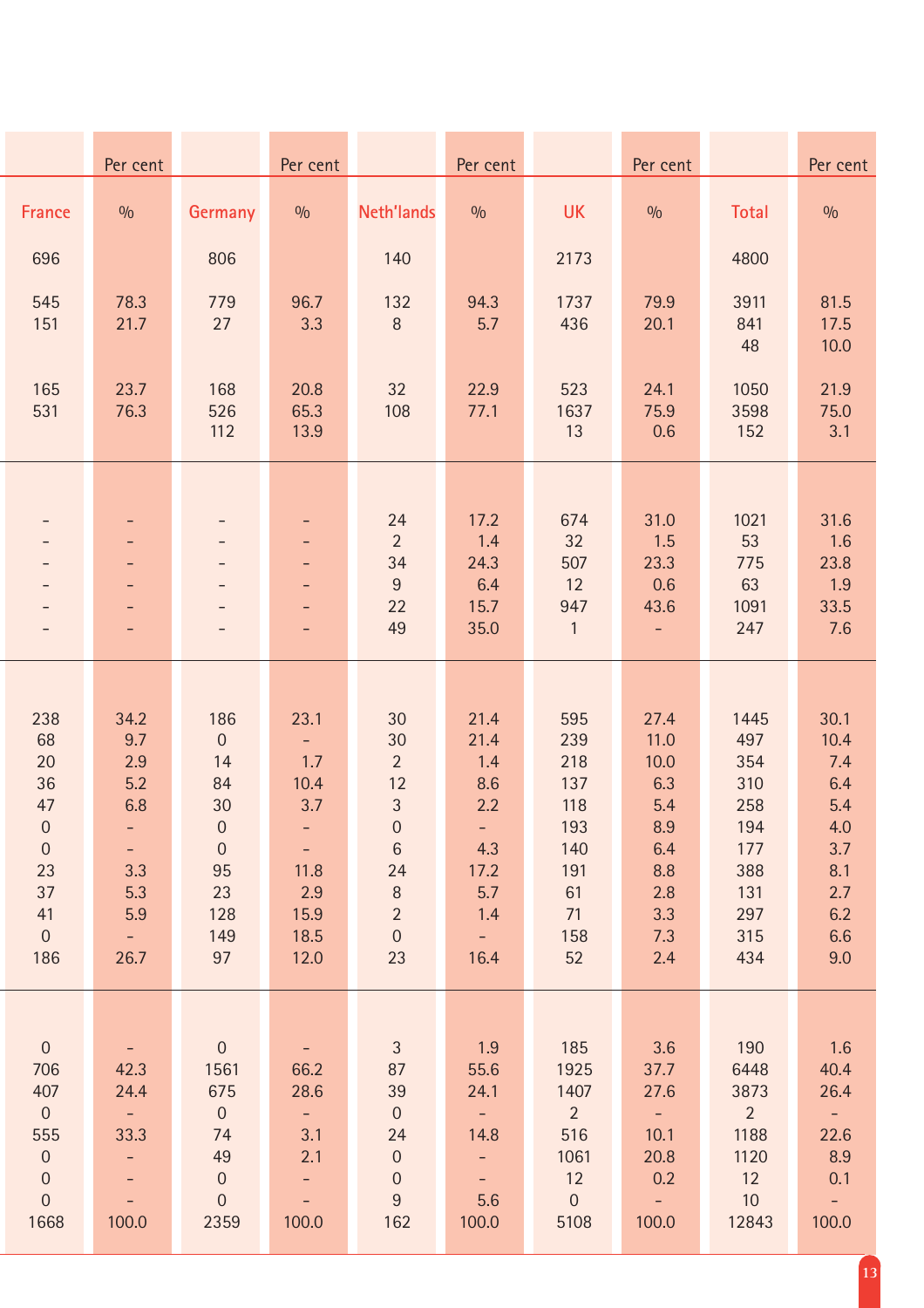| | Per cent | | Per cent | | Per cent | | Per cent | | Per cent |
|---|---|---|---|---|---|---|---|---|---|
| France | % | Germany | % | Neth'lands | % | UK | % | Total | % |
| 696 | | 806 | | 140 | | 2173 | | 4800 | |
| 545 | 78.3 | 779 | 96.7 | 132 | 94.3 | 1737 | 79.9 | 3911 | 81.5 |
| 151 | 21.7 | 27 | 3.3 | 8 | 5.7 | 436 | 20.1 | 841 | 17.5 |
| | | | | | | | | 48 | 10.0 |
| 165 | 23.7 | 168 | 20.8 | 32 | 22.9 | 523 | 24.1 | 1050 | 21.9 |
| 531 | 76.3 | 526 | 65.3 | 108 | 77.1 | 1637 | 75.9 | 3598 | 75.0 |
| | | 112 | 13.9 | | | 13 | 0.6 | 152 | 3.1 |
| – | – | – | – | 24 | 17.2 | 674 | 31.0 | 1021 | 31.6 |
| – | – | – | – | 2 | 1.4 | 32 | 1.5 | 53 | 1.6 |
| – | – | – | – | 34 | 24.3 | 507 | 23.3 | 775 | 23.8 |
| – | – | – | – | 9 | 6.4 | 12 | 0.6 | 63 | 1.9 |
| – | – | – | – | 22 | 15.7 | 947 | 43.6 | 1091 | 33.5 |
| – | – | – | – | 49 | 35.0 | 1 | – | 247 | 7.6 |
| 238 | 34.2 | 186 | 23.1 | 30 | 21.4 | 595 | 27.4 | 1445 | 30.1 |
| 68 | 9.7 | 0 | – | 30 | 21.4 | 239 | 11.0 | 497 | 10.4 |
| 20 | 2.9 | 14 | 1.7 | 2 | 1.4 | 218 | 10.0 | 354 | 7.4 |
| 36 | 5.2 | 84 | 10.4 | 12 | 8.6 | 137 | 6.3 | 310 | 6.4 |
| 47 | 6.8 | 30 | 3.7 | 3 | 2.2 | 118 | 5.4 | 258 | 5.4 |
| 0 | – | 0 | – | 0 | – | 193 | 8.9 | 194 | 4.0 |
| 0 | – | 0 | – | 6 | 4.3 | 140 | 6.4 | 177 | 3.7 |
| 23 | 3.3 | 95 | 11.8 | 24 | 17.2 | 191 | 8.8 | 388 | 8.1 |
| 37 | 5.3 | 23 | 2.9 | 8 | 5.7 | 61 | 2.8 | 131 | 2.7 |
| 41 | 5.9 | 128 | 15.9 | 2 | 1.4 | 71 | 3.3 | 297 | 6.2 |
| 0 | – | 149 | 18.5 | 0 | – | 158 | 7.3 | 315 | 6.6 |
| 186 | 26.7 | 97 | 12.0 | 23 | 16.4 | 52 | 2.4 | 434 | 9.0 |
| 0 | – | 0 | – | 3 | 1.9 | 185 | 3.6 | 190 | 1.6 |
| 706 | 42.3 | 1561 | 66.2 | 87 | 55.6 | 1925 | 37.7 | 6448 | 40.4 |
| 407 | 24.4 | 675 | 28.6 | 39 | 24.1 | 1407 | 27.6 | 3873 | 26.4 |
| 0 | – | 0 | – | 0 | – | 2 | – | 2 | – |
| 555 | 33.3 | 74 | 3.1 | 24 | 14.8 | 516 | 10.1 | 1188 | 22.6 |
| 0 | – | 49 | 2.1 | 0 | – | 1061 | 20.8 | 1120 | 8.9 |
| 0 | – | 0 | – | 0 | – | 12 | 0.2 | 12 | 0.1 |
| 0 | – | 0 | – | 9 | 5.6 | 0 | – | 10 | – |
| 1668 | 100.0 | 2359 | 100.0 | 162 | 100.0 | 5108 | 100.0 | 12843 | 100.0 |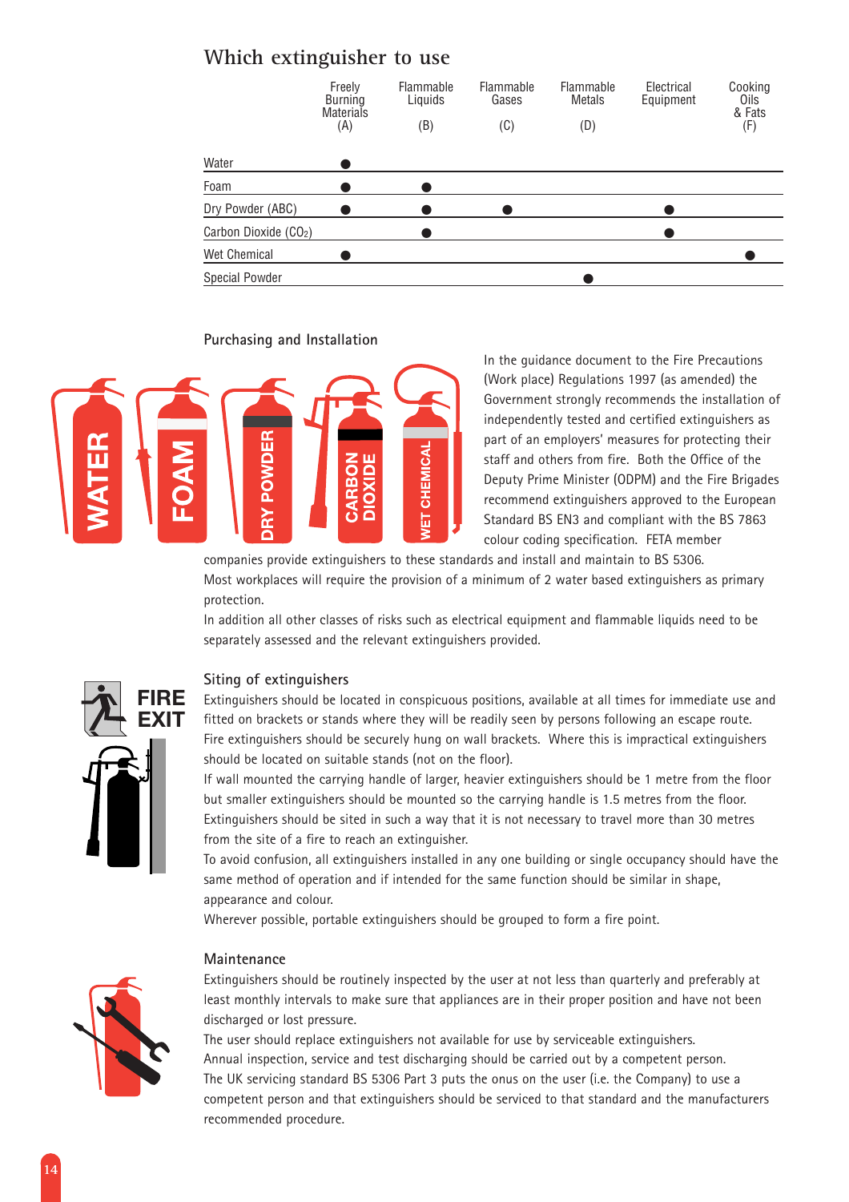## Which extinguisher to use

| | Freely Burning Materials (A) | Flammable Liquids (B) | Flammable Gases (C) | Flammable Metals (D) | Electrical Equipment | Cooking Oils & Fats (F) |
|---|---|---|---|---|---|---|
| Water | ● | | | | | |
| Foam | ● | ● | | | | |
| Dry Powder (ABC) | ● | ● | ● | | ● | |
| Carbon Dioxide ($CO_2$) | | ● | | | ● | |
| Wet Chemical | ● | | | | | ● |
| Special Powder | | | | ● | | |

### Purchasing and Installation

In the guidance document to the Fire Precautions (Work place) Regulations 1997 (as amended) the Government strongly recommends the installation of independently tested and certified extinguishers as part of an employers' measures for protecting their staff and others from fire. Both the Office of the Deputy Prime Minister (ODPM) and the Fire Brigades recommend extinguishers approved to the European Standard BS EN3 and compliant with the BS 7863 colour coding specification. FETA member companies provide extinguishers to these standards and install and maintain to BS 5306.

Most workplaces will require the provision of a minimum of 2 water based extinguishers as primary protection.

In addition all other classes of risks such as electrical equipment and flammable liquids need to be separately assessed and the relevant extinguishers provided.

### Siting of extinguishers

Extinguishers should be located in conspicuous positions, available at all times for immediate use and fitted on brackets or stands where they will be readily seen by persons following an escape route. Fire extinguishers should be securely hung on wall brackets. Where this is impractical extinguishers should be located on suitable stands (not on the floor).

If wall mounted the carrying handle of larger, heavier extinguishers should be 1 metre from the floor but smaller extinguishers should be mounted so the carrying handle is 1.5 metres from the floor.

Extinguishers should be sited in such a way that it is not necessary to travel more than 30 metres from the site of a fire to reach an extinguisher.

To avoid confusion, all extinguishers installed in any one building or single occupancy should have the same method of operation and if intended for the same function should be similar in shape, appearance and colour.

Wherever possible, portable extinguishers should be grouped to form a fire point.

### Maintenance

Extinguishers should be routinely inspected by the user at not less than quarterly and preferably at least monthly intervals to make sure that appliances are in their proper position and have not been discharged or lost pressure.

The user should replace extinguishers not available for use by serviceable extinguishers.

Annual inspection, service and test discharging should be carried out by a competent person.

The UK servicing standard BS 5306 Part 3 puts the onus on the user (i.e. the Company) to use a competent person and that extinguishers should be serviced to that standard and the manufacturers recommended procedure.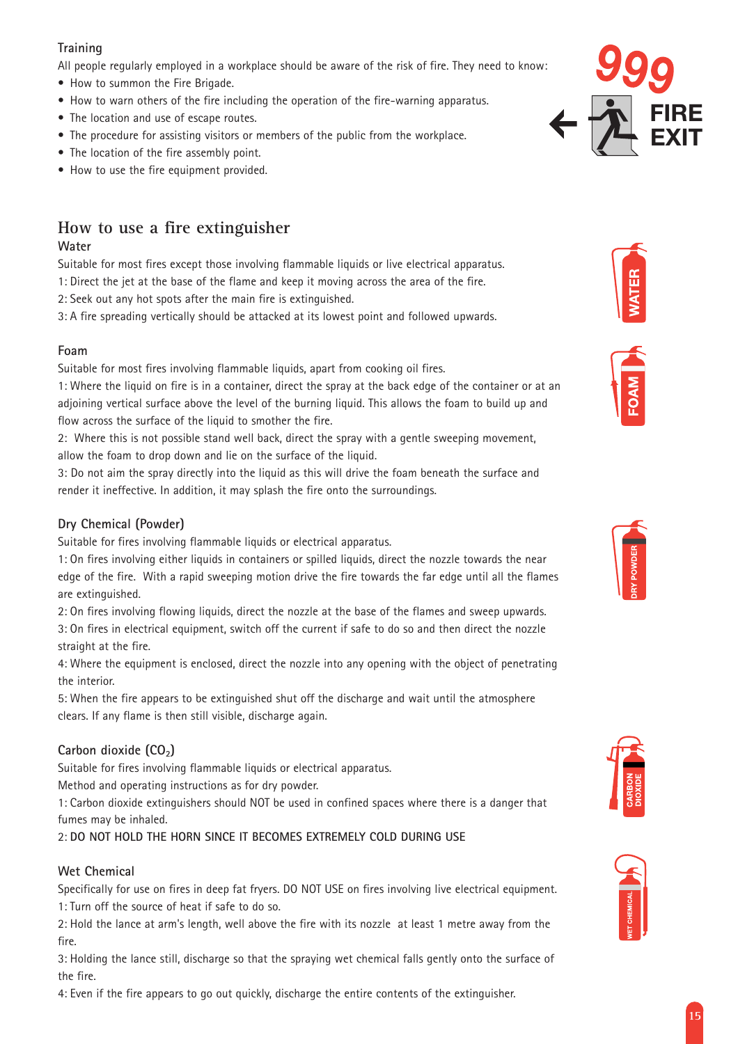### Training

All people regularly employed in a workplace should be aware of the risk of fire. They need to know:

- How to summon the Fire Brigade.
- How to warn others of the fire including the operation of the fire-warning apparatus.
- The location and use of escape routes.
- The procedure for assisting visitors or members of the public from the workplace.
- The location of the fire assembly point.
- How to use the fire equipment provided.

## How to use a fire extinguisher

### Water

Suitable for most fires except those involving flammable liquids or live electrical apparatus.

1: Direct the jet at the base of the flame and keep it moving across the area of the fire.

2: Seek out any hot spots after the main fire is extinguished.

3: A fire spreading vertically should be attacked at its lowest point and followed upwards.

### Foam

Suitable for most fires involving flammable liquids, apart from cooking oil fires.

1: Where the liquid on fire is in a container, direct the spray at the back edge of the container or at an adjoining vertical surface above the level of the burning liquid. This allows the foam to build up and flow across the surface of the liquid to smother the fire.

2: Where this is not possible stand well back, direct the spray with a gentle sweeping movement, allow the foam to drop down and lie on the surface of the liquid.

3: Do not aim the spray directly into the liquid as this will drive the foam beneath the surface and render it ineffective. In addition, it may splash the fire onto the surroundings.

### Dry Chemical (Powder)

Suitable for fires involving flammable liquids or electrical apparatus.

1: On fires involving either liquids in containers or spilled liquids, direct the nozzle towards the near edge of the fire. With a rapid sweeping motion drive the fire towards the far edge until all the flames are extinguished.

2: On fires involving flowing liquids, direct the nozzle at the base of the flames and sweep upwards.

3: On fires in electrical equipment, switch off the current if safe to do so and then direct the nozzle straight at the fire.

4: Where the equipment is enclosed, direct the nozzle into any opening with the object of penetrating the interior.

5: When the fire appears to be extinguished shut off the discharge and wait until the atmosphere clears. If any flame is then still visible, discharge again.

### Carbon dioxide ($CO_2$)

Suitable for fires involving flammable liquids or electrical apparatus.

Method and operating instructions as for dry powder.

1: Carbon dioxide extinguishers should NOT be used in confined spaces where there is a danger that fumes may be inhaled.

2: **DO NOT HOLD THE HORN SINCE IT BECOMES EXTREMELY COLD DURING USE**

### Wet Chemical

Specifically for use on fires in deep fat fryers. DO NOT USE on fires involving live electrical equipment.

1: Turn off the source of heat if safe to do so.

2: Hold the lance at arm's length, well above the fire with its nozzle at least 1 metre away from the fire.

3: Holding the lance still, discharge so that the spraying wet chemical falls gently onto the surface of the fire.

4: Even if the fire appears to go out quickly, discharge the entire contents of the extinguisher.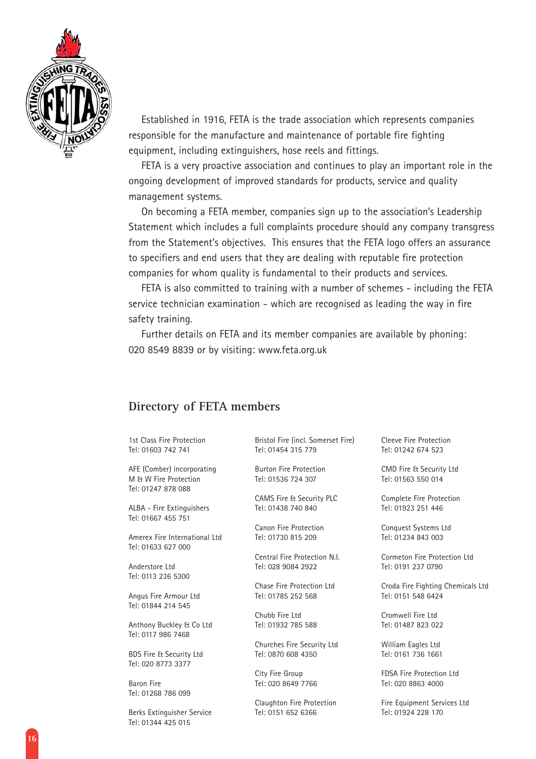Established in 1916, FETA is the trade association which represents companies responsible for the manufacture and maintenance of portable fire fighting equipment, including extinguishers, hose reels and fittings.

FETA is a very proactive association and continues to play an important role in the ongoing development of improved standards for products, service and quality management systems.

On becoming a FETA member, companies sign up to the association's Leadership Statement which includes a full complaints procedure should any company transgress from the Statement's objectives. This ensures that the FETA logo offers an assurance to specifiers and end users that they are dealing with reputable fire protection companies for whom quality is fundamental to their products and services.

FETA is also committed to training with a number of schemes - including the FETA service technician examination - which are recognised as leading the way in fire safety training.

Further details on FETA and its member companies are available by phoning: 020 8549 8839 or by visiting: www.feta.org.uk

## Directory of FETA members

1st Class Fire Protection
Tel: 01603 742 741

AFE (Comber) incorporating
M & W Fire Protection
Tel: 01247 878 088

ALBA - Fire Extinguishers
Tel: 01667 455 751

Amerex Fire International Ltd
Tel: 01633 627 000

Anderstore Ltd
Tel: 0113 236 5300

Angus Fire Armour Ltd
Tel: 01844 214 545

Anthony Buckley & Co Ltd
Tel: 0117 986 7468

BDS Fire & Security Ltd
Tel: 020 8773 3377

Baron Fire
Tel: 01268 786 099

Berks Extinguisher Service
Tel: 01344 425 015

Bristol Fire (incl. Somerset Fire)
Tel: 01454 315 779

Burton Fire Protection
Tel: 01536 724 307

CAMS Fire & Security PLC
Tel: 01438 740 840

Canon Fire Protection
Tel: 01730 815 209

Central Fire Protection N.I.
Tel: 028 9084 2922

Chase Fire Protection Ltd
Tel: 01785 252 568

Chubb Fire Ltd
Tel: 01932 785 588

Churches Fire Security Ltd
Tel: 0870 608 4350

City Fire Group
Tel: 020 8649 7766

Claughton Fire Protection
Tel: 0151 652 6366

Cleeve Fire Protection
Tel: 01242 674 523

CMD Fire & Security Ltd
Tel: 01563 550 014

Complete Fire Protection
Tel: 01923 251 446

Conquest Systems Ltd
Tel: 01234 843 003

Cormeton Fire Protection Ltd
Tel: 0191 237 0790

Croda Fire Fighting Chemicals Ltd
Tel: 0151 548 6424

Cromwell Fire Ltd
Tel: 01487 823 022

William Eagles Ltd
Tel: 0161 736 1661

FDSA Fire Protection Ltd
Tel: 020 8863 4000

Fire Equipment Services Ltd
Tel: 01924 228 170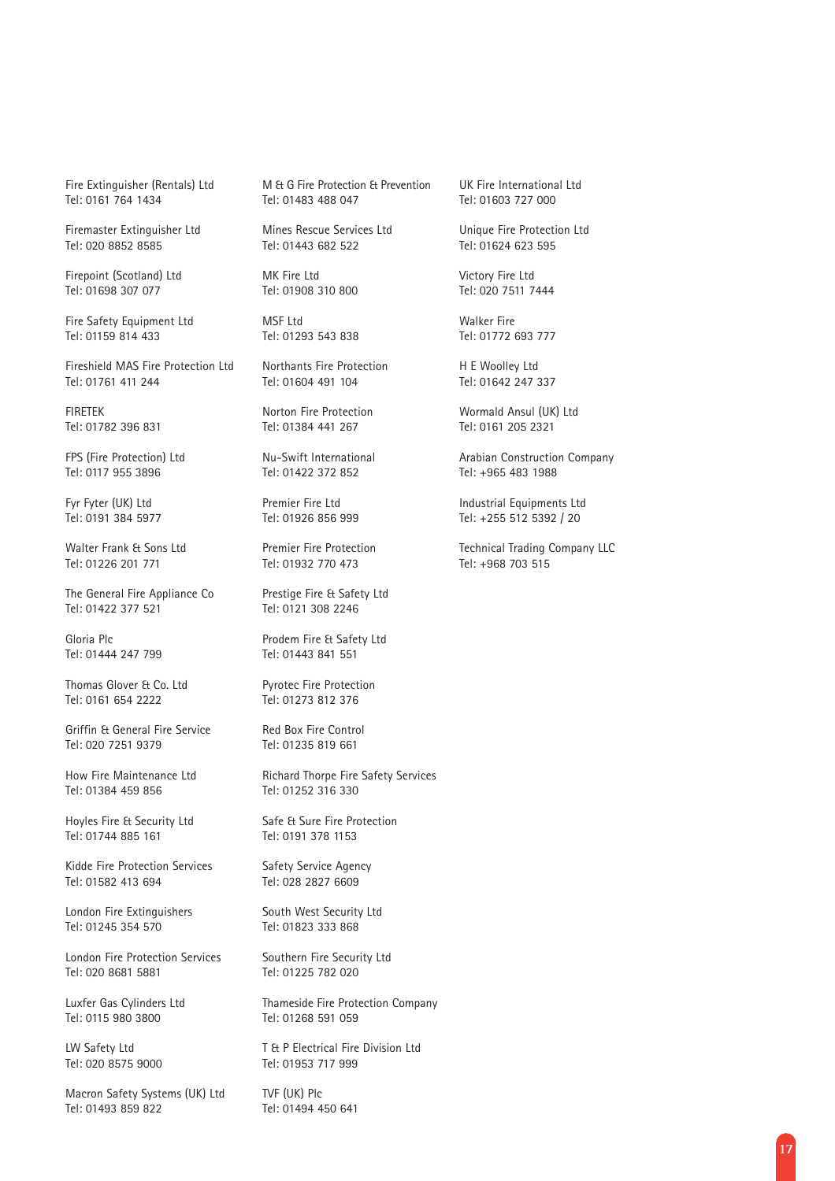Fire Extinguisher (Rentals) Ltd
Tel: 0161 764 1434

Firemaster Extinguisher Ltd
Tel: 020 8852 8585

Firepoint (Scotland) Ltd
Tel: 01698 307 077

Fire Safety Equipment Ltd
Tel: 01159 814 433

Fireshield MAS Fire Protection Ltd
Tel: 01761 411 244

FIRETEK
Tel: 01782 396 831

FPS (Fire Protection) Ltd
Tel: 0117 955 3896

Fyr Fyter (UK) Ltd
Tel: 0191 384 5977

Walter Frank & Sons Ltd
Tel: 01226 201 771

The General Fire Appliance Co
Tel: 01422 377 521

Gloria Plc
Tel: 01444 247 799

Thomas Glover & Co. Ltd
Tel: 0161 654 2222

Griffin & General Fire Service
Tel: 020 7251 9379

How Fire Maintenance Ltd
Tel: 01384 459 856

Hoyles Fire & Security Ltd
Tel: 01744 885 161

Kidde Fire Protection Services
Tel: 01582 413 694

London Fire Extinguishers
Tel: 01245 354 570

London Fire Protection Services
Tel: 020 8681 5881

Luxfer Gas Cylinders Ltd
Tel: 0115 980 3800

LW Safety Ltd
Tel: 020 8575 9000

Macron Safety Systems (UK) Ltd
Tel: 01493 859 822

M & G Fire Protection & Prevention
Tel: 01483 488 047

Mines Rescue Services Ltd
Tel: 01443 682 522

MK Fire Ltd
Tel: 01908 310 800

MSF Ltd
Tel: 01293 543 838

Northants Fire Protection
Tel: 01604 491 104

Norton Fire Protection
Tel: 01384 441 267

Nu-Swift International
Tel: 01422 372 852

Premier Fire Ltd
Tel: 01926 856 999

Premier Fire Protection
Tel: 01932 770 473

Prestige Fire & Safety Ltd
Tel: 0121 308 2246

Prodem Fire & Safety Ltd
Tel: 01443 841 551

Pyrotec Fire Protection
Tel: 01273 812 376

Red Box Fire Control
Tel: 01235 819 661

Richard Thorpe Fire Safety Services
Tel: 01252 316 330

Safe & Sure Fire Protection
Tel: 0191 378 1153

Safety Service Agency
Tel: 028 2827 6609

South West Security Ltd
Tel: 01823 333 868

Southern Fire Security Ltd
Tel: 01225 782 020

Thameside Fire Protection Company
Tel: 01268 591 059

T & P Electrical Fire Division Ltd
Tel: 01953 717 999

TVF (UK) Plc
Tel: 01494 450 641

UK Fire International Ltd
Tel: 01603 727 000

Unique Fire Protection Ltd
Tel: 01624 623 595

Victory Fire Ltd
Tel: 020 7511 7444

Walker Fire
Tel: 01772 693 777

H E Woolley Ltd
Tel: 01642 247 337

Wormald Ansul (UK) Ltd
Tel: 0161 205 2321

Arabian Construction Company
Tel: +965 483 1988

Industrial Equipments Ltd
Tel: +255 512 5392 / 20

Technical Trading Company LLC
Tel: +968 703 515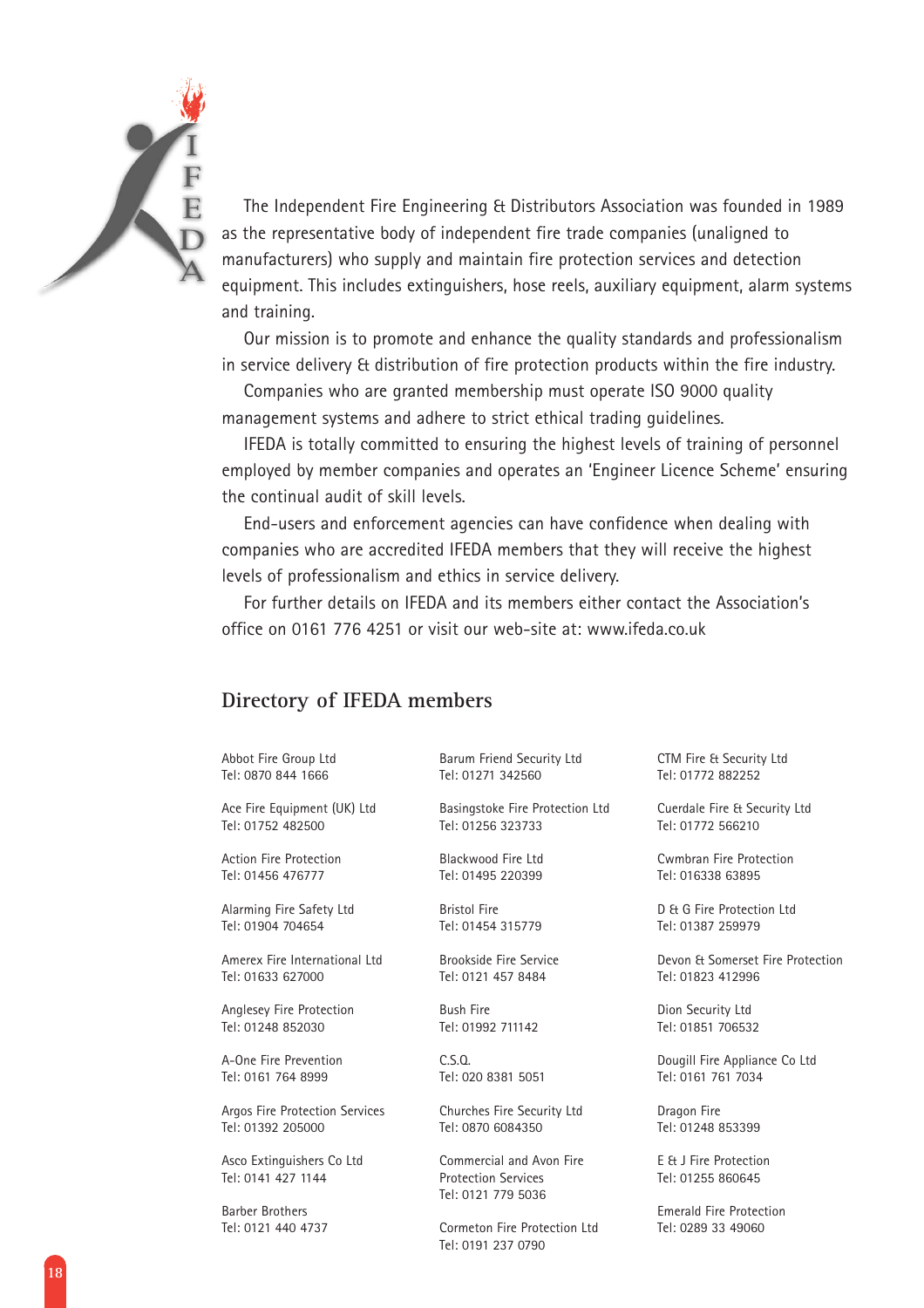The Independent Fire Engineering & Distributors Association was founded in 1989 as the representative body of independent fire trade companies (unaligned to manufacturers) who supply and maintain fire protection services and detection equipment. This includes extinguishers, hose reels, auxiliary equipment, alarm systems and training.

Our mission is to promote and enhance the quality standards and professionalism in service delivery & distribution of fire protection products within the fire industry.

Companies who are granted membership must operate ISO 9000 quality management systems and adhere to strict ethical trading guidelines.

IFEDA is totally committed to ensuring the highest levels of training of personnel employed by member companies and operates an 'Engineer Licence Scheme' ensuring the continual audit of skill levels.

End-users and enforcement agencies can have confidence when dealing with companies who are accredited IFEDA members that they will receive the highest levels of professionalism and ethics in service delivery.

For further details on IFEDA and its members either contact the Association's office on 0161 776 4251 or visit our web-site at: www.ifeda.co.uk

## Directory of IFEDA members

Abbot Fire Group Ltd
Tel: 0870 844 1666

Ace Fire Equipment (UK) Ltd
Tel: 01752 482500

Action Fire Protection
Tel: 01456 476777

Alarming Fire Safety Ltd
Tel: 01904 704654

Amerex Fire International Ltd
Tel: 01633 627000

Anglesey Fire Protection
Tel: 01248 852030

A-One Fire Prevention
Tel: 0161 764 8999

Argos Fire Protection Services
Tel: 01392 205000

Asco Extinguishers Co Ltd
Tel: 0141 427 1144

Barber Brothers
Tel: 0121 440 4737

Barum Friend Security Ltd
Tel: 01271 342560

Basingstoke Fire Protection Ltd
Tel: 01256 323733

Blackwood Fire Ltd
Tel: 01495 220399

Bristol Fire
Tel: 01454 315779

Brookside Fire Service
Tel: 0121 457 8484

Bush Fire
Tel: 01992 711142

C.S.Q.
Tel: 020 8381 5051

Churches Fire Security Ltd
Tel: 0870 6084350

Commercial and Avon Fire Protection Services
Tel: 0121 779 5036

Cormeton Fire Protection Ltd
Tel: 0191 237 0790

CTM Fire & Security Ltd
Tel: 01772 882252

Cuerdale Fire & Security Ltd
Tel: 01772 566210

Cwmbran Fire Protection
Tel: 016338 63895

D & G Fire Protection Ltd
Tel: 01387 259979

Devon & Somerset Fire Protection
Tel: 01823 412996

Dion Security Ltd
Tel: 01851 706532

Dougill Fire Appliance Co Ltd
Tel: 0161 761 7034

Dragon Fire
Tel: 01248 853399

E & J Fire Protection
Tel: 01255 860645

Emerald Fire Protection
Tel: 0289 33 49060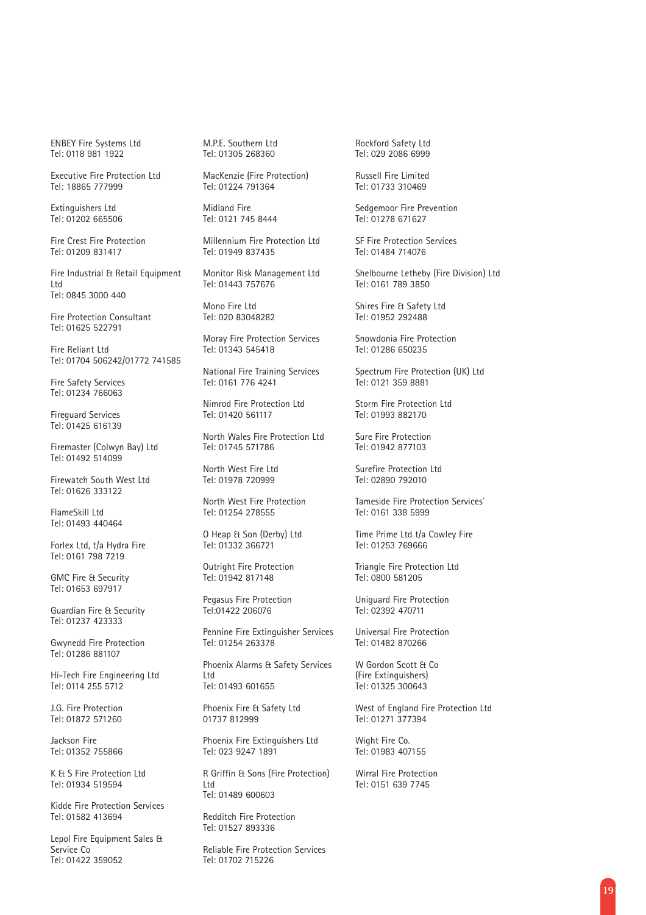ENBEY Fire Systems Ltd
Tel: 0118 981 1922

Executive Fire Protection Ltd
Tel: 18865 777999

Extinguishers Ltd
Tel: 01202 665506

Fire Crest Fire Protection
Tel: 01209 831417

Fire Industrial & Retail Equipment Ltd
Tel: 0845 3000 440

Fire Protection Consultant
Tel: 01625 522791

Fire Reliant Ltd
Tel: 01704 506242/01772 741585

Fire Safety Services
Tel: 01234 766063

Fireguard Services
Tel: 01425 616139

Firemaster (Colwyn Bay) Ltd
Tel: 01492 514099

Firewatch South West Ltd
Tel: 01626 333122

FlameSkill Ltd
Tel: 01493 440464

Forlex Ltd, t/a Hydra Fire
Tel: 0161 798 7219

GMC Fire & Security
Tel: 01653 697917

Guardian Fire & Security
Tel: 01237 423333

Gwynedd Fire Protection
Tel: 01286 881107

Hi-Tech Fire Engineering Ltd
Tel: 0114 255 5712

J.G. Fire Protection
Tel: 01872 571260

Jackson Fire
Tel: 01352 755866

K & S Fire Protection Ltd
Tel: 01934 519594

Kidde Fire Protection Services
Tel: 01582 413694

Lepol Fire Equipment Sales & Service Co
Tel: 01422 359052

M.P.E. Southern Ltd
Tel: 01305 268360

MacKenzie (Fire Protection)
Tel: 01224 791364

Midland Fire
Tel: 0121 745 8444

Millennium Fire Protection Ltd
Tel: 01949 837435

Monitor Risk Management Ltd
Tel: 01443 757676

Mono Fire Ltd
Tel: 020 83048282

Moray Fire Protection Services
Tel: 01343 545418

National Fire Training Services
Tel: 0161 776 4241

Nimrod Fire Protection Ltd
Tel: 01420 561117

North Wales Fire Protection Ltd
Tel: 01745 571786

North West Fire Ltd
Tel: 01978 720999

North West Fire Protection
Tel: 01254 278555

O Heap & Son (Derby) Ltd
Tel: 01332 366721

Outright Fire Protection
Tel: 01942 817148

Pegasus Fire Protection
Tel:01422 206076

Pennine Fire Extinguisher Services
Tel: 01254 263378

Phoenix Alarms & Safety Services Ltd
Tel: 01493 601655

Phoenix Fire & Safety Ltd
01737 812999

Phoenix Fire Extinguishers Ltd
Tel: 023 9247 1891

R Griffin & Sons (Fire Protection) Ltd
Tel: 01489 600603

Redditch Fire Protection
Tel: 01527 893336

Reliable Fire Protection Services
Tel: 01702 715226

Rockford Safety Ltd
Tel: 029 2086 6999

Russell Fire Limited
Tel: 01733 310469

Sedgemoor Fire Prevention
Tel: 01278 671627

SF Fire Protection Services
Tel: 01484 714076

Shelbourne Letheby (Fire Division) Ltd
Tel: 0161 789 3850

Shires Fire & Safety Ltd
Tel: 01952 292488

Snowdonia Fire Protection
Tel: 01286 650235

Spectrum Fire Protection (UK) Ltd
Tel: 0121 359 8881

Storm Fire Protection Ltd
Tel: 01993 882170

Sure Fire Protection
Tel: 01942 877103

Surefire Protection Ltd
Tel: 02890 792010

Tameside Fire Protection Services`
Tel: 0161 338 5999

Time Prime Ltd t/a Cowley Fire
Tel: 01253 769666

Triangle Fire Protection Ltd
Tel: 0800 581205

Uniguard Fire Protection
Tel: 02392 470711

Universal Fire Protection
Tel: 01482 870266

W Gordon Scott & Co (Fire Extinguishers)
Tel: 01325 300643

West of England Fire Protection Ltd
Tel: 01271 377394

Wight Fire Co.
Tel: 01983 407155

Wirral Fire Protection
Tel: 0151 639 7745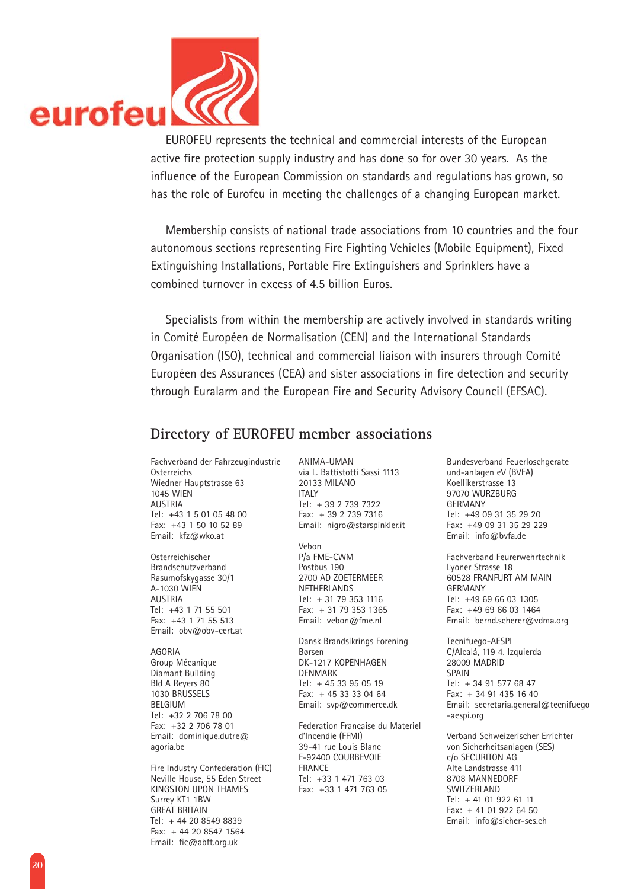eurofeu

EUROFEU represents the technical and commercial interests of the European active fire protection supply industry and has done so for over 30 years. As the influence of the European Commission on standards and regulations has grown, so has the role of Eurofeu in meeting the challenges of a changing European market.

Membership consists of national trade associations from 10 countries and the four autonomous sections representing Fire Fighting Vehicles (Mobile Equipment), Fixed Extinguishing Installations, Portable Fire Extinguishers and Sprinklers have a combined turnover in excess of 4.5 billion Euros.

Specialists from within the membership are actively involved in standards writing in Comité Européen de Normalisation (CEN) and the International Standards Organisation (ISO), technical and commercial liaison with insurers through Comité Européen des Assurances (CEA) and sister associations in fire detection and security through Euralarm and the European Fire and Security Advisory Council (EFSAC).

## Directory of EUROFEU member associations

Fachverband der Fahrzeugindustrie Osterreichs
Wiedner Hauptstrasse 63
1045 WIEN
AUSTRIA
Tel: +43 1 5 01 05 48 00
Fax: +43 1 50 10 52 89
Email: kfz@wko.at

Osterreichischer Brandschutzverband
Rasumofskygasse 30/1
A-1030 WIEN
AUSTRIA
Tel: +43 1 71 55 501
Fax: +43 1 71 55 513
Email: obv@obv-cert.at

AGORIA
Group Mécanique
Diamant Building
Bld A Reyers 80
1030 BRUSSELS
BELGIUM
Tel: +32 2 706 78 00
Fax: +32 2 706 78 01
Email: dominique.dutre@agoria.be

Fire Industry Confederation (FIC)
Neville House, 55 Eden Street
KINGSTON UPON THAMES
Surrey KT1 1BW
GREAT BRITAIN
Tel: + 44 20 8549 8839
Fax: + 44 20 8547 1564
Email: fic@abft.org.uk

ANIMA-UMAN
via L. Battistotti Sassi 1113
20133 MILANO
ITALY
Tel: + 39 2 739 7322
Fax: + 39 2 739 7316
Email: nigro@starspinkler.it

Vebon
P/a FME-CWM
Postbus 190
2700 AD ZOETERMEER
NETHERLANDS
Tel: + 31 79 353 1116
Fax: + 31 79 353 1365
Email: vebon@fme.nl

Dansk Brandsikrings Forening
Børsen
DK-1217 KOPENHAGEN
DENMARK
Tel: + 45 33 95 05 19
Fax: + 45 33 33 04 64
Email: svp@commerce.dk

Federation Francaise du Materiel d'Incendie (FFMI)
39-41 rue Louis Blanc
F-92400 COURBEVOIE
FRANCE
Tel: +33 1 471 763 03
Fax: +33 1 471 763 05

Bundesverband Feuerloschgerate und-anlagen eV (BVFA)
Koellikerstrasse 13
97070 WURZBURG
GERMANY
Tel: +49 09 31 35 29 20
Fax: +49 09 31 35 29 229
Email: info@bvfa.de

Fachverband Feurerwehrtechnik
Lyoner Strasse 18
60528 FRANFURT AM MAIN
GERMANY
Tel: +49 69 66 03 1305
Fax: +49 69 66 03 1464
Email: bernd.scherer@vdma.org

Tecnifuego-AESPI
C/Alcalá, 119 4. Izquierda
28009 MADRID
SPAIN
Tel: + 34 91 577 68 47
Fax: + 34 91 435 16 40
Email: secretaria.general@tecnifuego-aespi.org

Verband Schweizerischer Errichter von Sicherheitsanlagen (SES)
c/o SECURITON AG
Alte Landstrasse 411
8708 MANNEDORF
SWITZERLAND
Tel: + 41 01 922 61 11
Fax: + 41 01 922 64 50
Email: info@sicher-ses.ch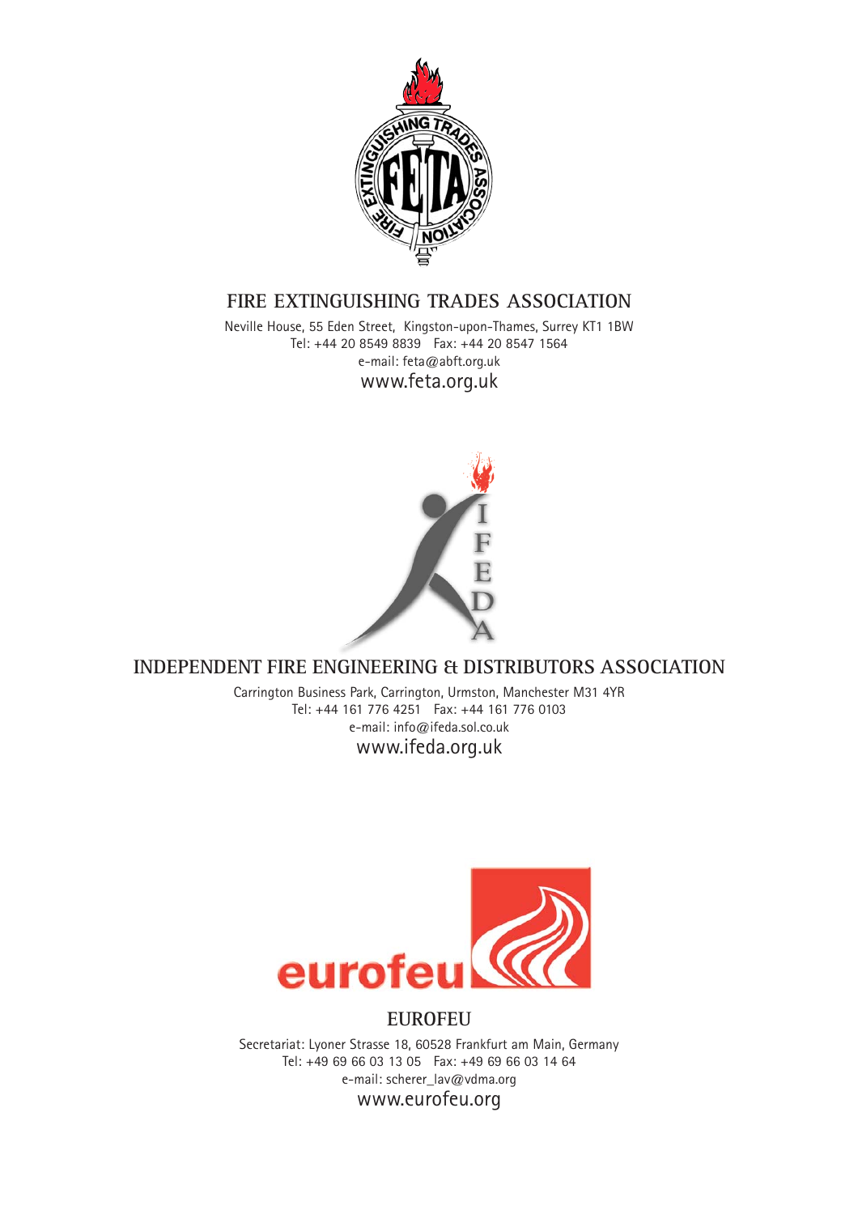## FIRE EXTINGUISHING TRADES ASSOCIATION

Neville House, 55 Eden Street, Kingston-upon-Thames, Surrey KT1 1BW
Tel: +44 20 8549 8839 Fax: +44 20 8547 1564
e-mail: feta@abft.org.uk
www.feta.org.uk

## INDEPENDENT FIRE ENGINEERING & DISTRIBUTORS ASSOCIATION

Carrington Business Park, Carrington, Urmston, Manchester M31 4YR
Tel: +44 161 776 4251 Fax: +44 161 776 0103
e-mail: info@ifeda.sol.co.uk
www.ifeda.org.uk

## EUROFEU

Secretariat: Lyoner Strasse 18, 60528 Frankfurt am Main, Germany
Tel: +49 69 66 03 13 05 Fax: +49 69 66 03 14 64
e-mail: scherer_lav@vdma.org
www.eurofeu.org